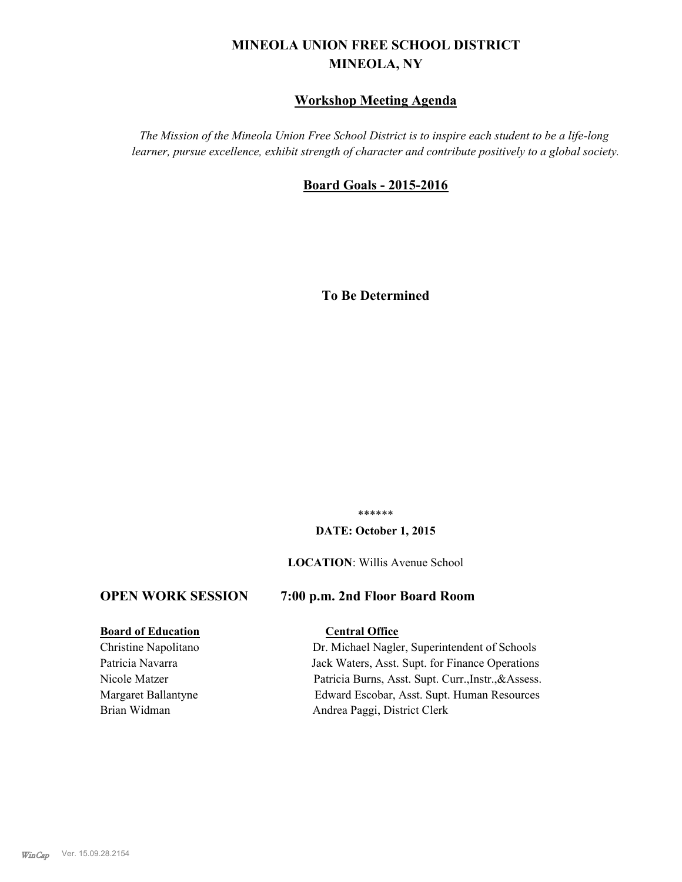# MINEOLA UNION FREE SCHOOL DISTRICT
# MINEOLA, NY

## Workshop Meeting Agenda

*The Mission of the Mineola Union Free School District is to inspire each student to be a life-long learner, pursue excellence, exhibit strength of character and contribute positively to a global society.*

## Board Goals - 2015-2016

**To Be Determined**

******

**DATE: October 1, 2015**

**LOCATION**: Willis Avenue School

### OPEN WORK SESSION 7:00 p.m. 2nd Floor Board Room

| **Board of Education** | **Central Office** |
| --- | --- |
| Christine Napolitano | Dr. Michael Nagler, Superintendent of Schools |
| Patricia Navarra | Jack Waters, Asst. Supt. for Finance Operations |
| Nicole Matzer | Patricia Burns, Asst. Supt. Curr.,Instr.,&Assess. |
| Margaret Ballantyne | Edward Escobar, Asst. Supt. Human Resources |
| Brian Widman | Andrea Paggi, District Clerk |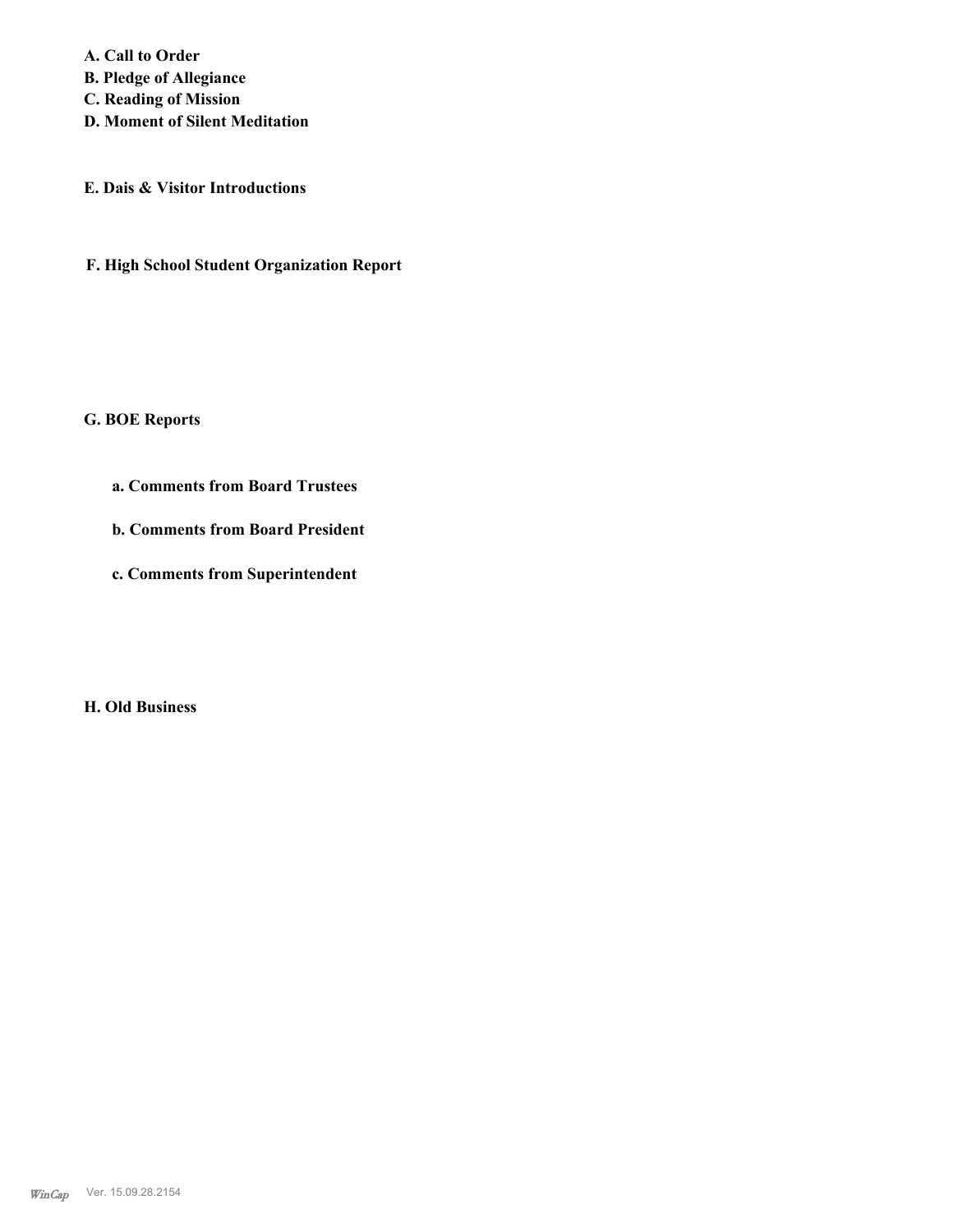**A. Call to Order**
**B. Pledge of Allegiance**
**C. Reading of Mission**
**D. Moment of Silent Meditation**

**E. Dais & Visitor Introductions**

**F. High School Student Organization Report**

**G. BOE Reports**

**a. Comments from Board Trustees**

**b. Comments from Board President**

**c. Comments from Superintendent**

**H. Old Business**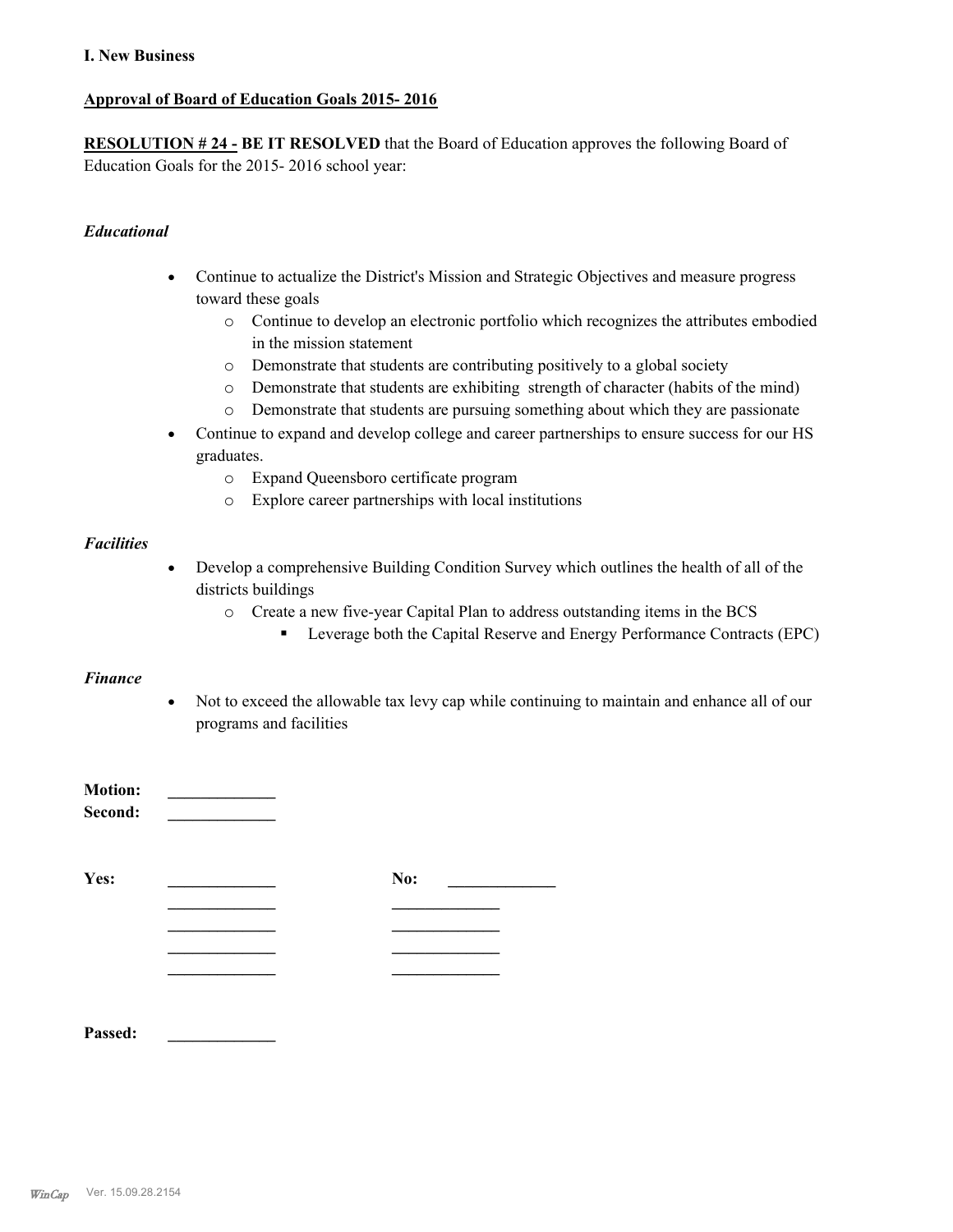**I. New Business**

**Approval of Board of Education Goals 2015- 2016**

**RESOLUTION # 24 - BE IT RESOLVED** that the Board of Education approves the following Board of Education Goals for the 2015- 2016 school year:

***Educational***

- Continue to actualize the District's Mission and Strategic Objectives and measure progress toward these goals
  - Continue to develop an electronic portfolio which recognizes the attributes embodied in the mission statement
  - Demonstrate that students are contributing positively to a global society
  - Demonstrate that students are exhibiting strength of character (habits of the mind)
  - Demonstrate that students are pursuing something about which they are passionate
- Continue to expand and develop college and career partnerships to ensure success for our HS graduates.
  - Expand Queensboro certificate program
  - Explore career partnerships with local institutions

***Facilities***

- Develop a comprehensive Building Condition Survey which outlines the health of all of the districts buildings
  - Create a new five-year Capital Plan to address outstanding items in the BCS
    - Leverage both the Capital Reserve and Energy Performance Contracts (EPC)

***Finance***

- Not to exceed the allowable tax levy cap while continuing to maintain and enhance all of our programs and facilities

**Motion:** _____________
**Second:** _____________

**Yes:** _____________ **No:** _____________
_____________ _____________
_____________ _____________
_____________ _____________
_____________ _____________

**Passed:** _____________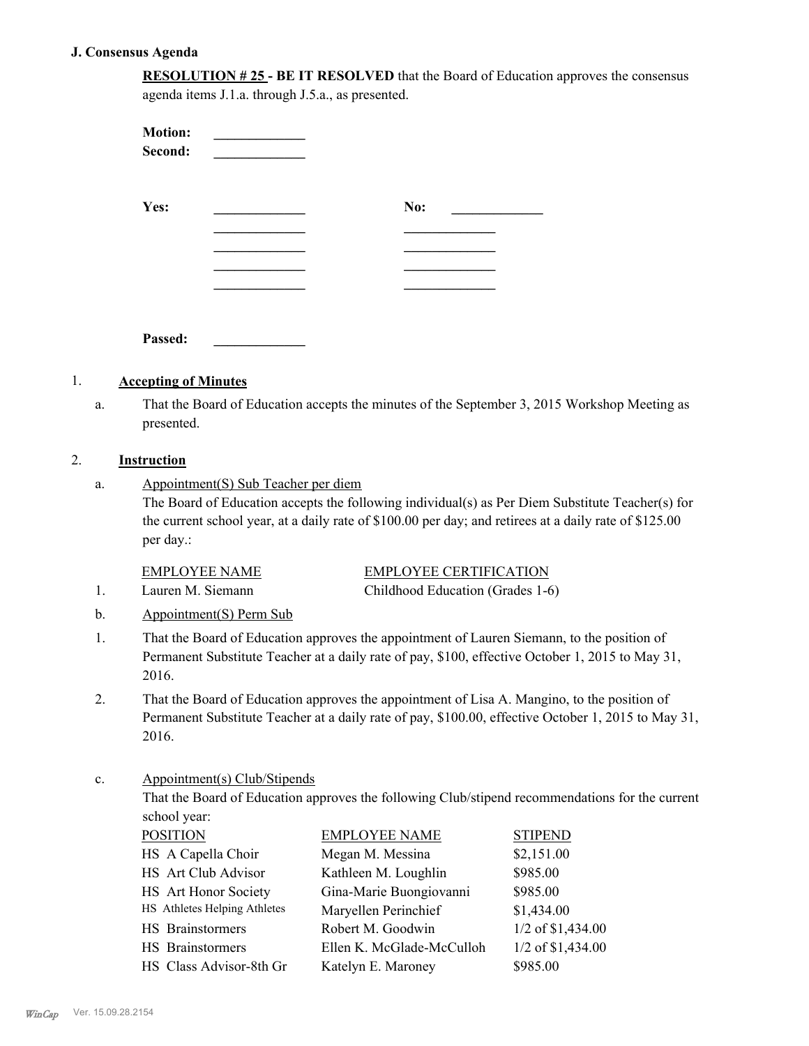### J. Consensus Agenda

**RESOLUTION # 25 - BE IT RESOLVED** that the Board of Education approves the consensus agenda items J.1.a. through J.5.a., as presented.

**Motion:** _____________
**Second:** _____________

**Yes:** _____________ **No:** _____________
_____________ _____________
_____________ _____________
_____________ _____________
_____________ _____________

**Passed:** _____________

1. **Accepting of Minutes**

   a. That the Board of Education accepts the minutes of the September 3, 2015 Workshop Meeting as presented.

2. **Instruction**

   a. Appointment(S) Sub Teacher per diem
   The Board of Education accepts the following individual(s) as Per Diem Substitute Teacher(s) for the current school year, at a daily rate of $100.00 per day; and retirees at a daily rate of $125.00 per day.:

| | EMPLOYEE NAME | EMPLOYEE CERTIFICATION |
|---|---|---|
| 1. | Lauren M. Siemann | Childhood Education (Grades 1-6) |

   b. Appointment(S) Perm Sub

   1. That the Board of Education approves the appointment of Lauren Siemann, to the position of Permanent Substitute Teacher at a daily rate of pay, $100, effective October 1, 2015 to May 31, 2016.
   2. That the Board of Education approves the appointment of Lisa A. Mangino, to the position of Permanent Substitute Teacher at a daily rate of pay, $100.00, effective October 1, 2015 to May 31, 2016.

   c. Appointment(s) Club/Stipends
   That the Board of Education approves the following Club/stipend recommendations for the current school year:

| POSITION | EMPLOYEE NAME | STIPEND |
|---|---|---|
| HS A Capella Choir | Megan M. Messina | $2,151.00 |
| HS Art Club Advisor | Kathleen M. Loughlin | $985.00 |
| HS Art Honor Society | Gina-Marie Buongiovanni | $985.00 |
| HS Athletes Helping Athletes | Maryellen Perinchief | $1,434.00 |
| HS Brainstormers | Robert M. Goodwin | 1/2 of $1,434.00 |
| HS Brainstormers | Ellen K. McGlade-McCulloh | 1/2 of $1,434.00 |
| HS Class Advisor-8th Gr | Katelyn E. Maroney | $985.00 |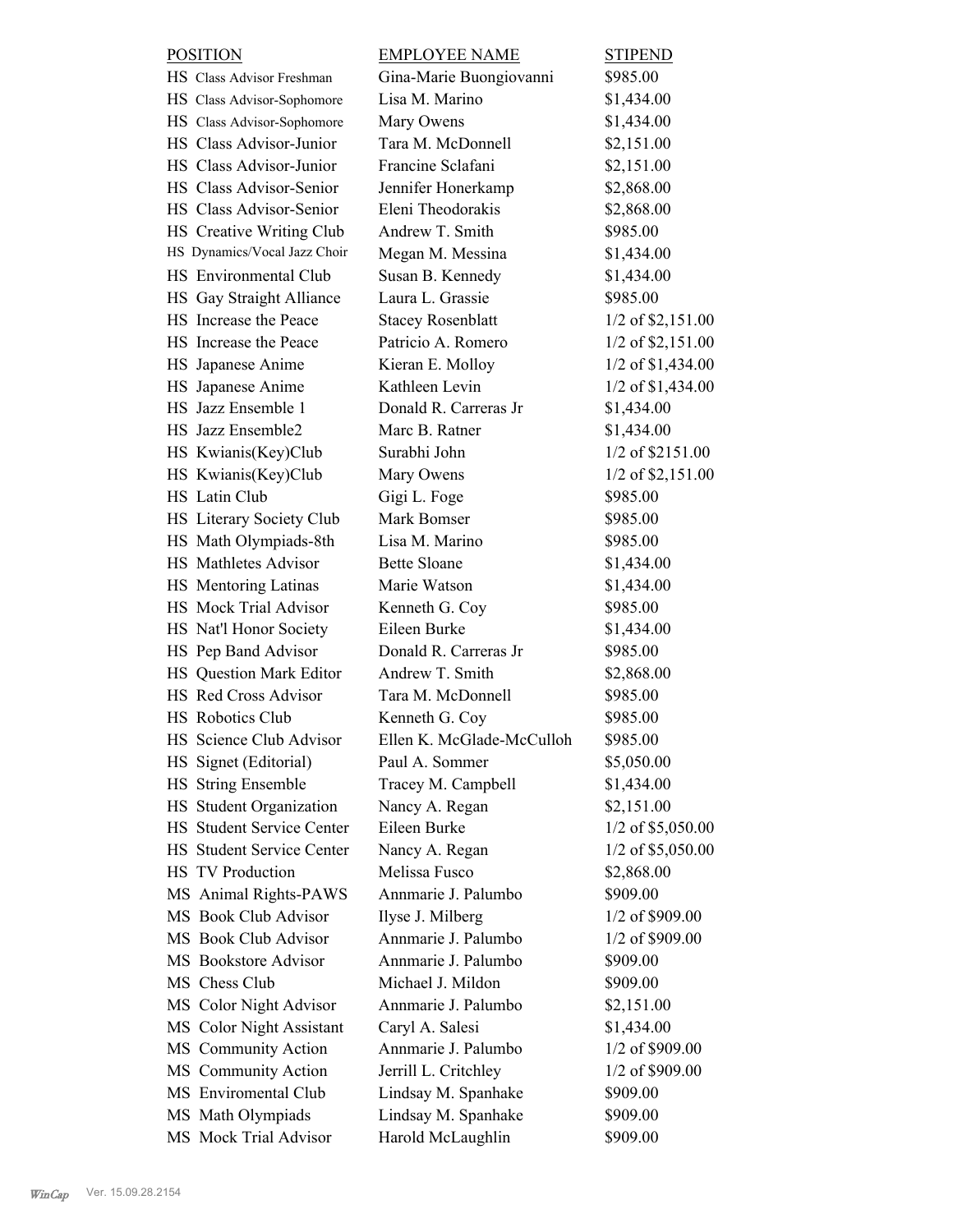| POSITION | EMPLOYEE NAME | STIPEND |
|---|---|---|
| HS Class Advisor Freshman | Gina-Marie Buongiovanni | $985.00 |
| HS Class Advisor-Sophomore | Lisa M. Marino | $1,434.00 |
| HS Class Advisor-Sophomore | Mary Owens | $1,434.00 |
| HS Class Advisor-Junior | Tara M. McDonnell | $2,151.00 |
| HS Class Advisor-Junior | Francine Sclafani | $2,151.00 |
| HS Class Advisor-Senior | Jennifer Honerkamp | $2,868.00 |
| HS Class Advisor-Senior | Eleni Theodorakis | $2,868.00 |
| HS Creative Writing Club | Andrew T. Smith | $985.00 |
| HS Dynamics/Vocal Jazz Choir | Megan M. Messina | $1,434.00 |
| HS Environmental Club | Susan B. Kennedy | $1,434.00 |
| HS Gay Straight Alliance | Laura L. Grassie | $985.00 |
| HS Increase the Peace | Stacey Rosenblatt | 1/2 of $2,151.00 |
| HS Increase the Peace | Patricio A. Romero | 1/2 of $2,151.00 |
| HS Japanese Anime | Kieran E. Molloy | 1/2 of $1,434.00 |
| HS Japanese Anime | Kathleen Levin | 1/2 of $1,434.00 |
| HS Jazz Ensemble 1 | Donald R. Carreras Jr | $1,434.00 |
| HS Jazz Ensemble2 | Marc B. Ratner | $1,434.00 |
| HS Kwianis(Key)Club | Surabhi John | 1/2 of $2151.00 |
| HS Kwianis(Key)Club | Mary Owens | 1/2 of $2,151.00 |
| HS Latin Club | Gigi L. Foge | $985.00 |
| HS Literary Society Club | Mark Bomser | $985.00 |
| HS Math Olympiads-8th | Lisa M. Marino | $985.00 |
| HS Mathletes Advisor | Bette Sloane | $1,434.00 |
| HS Mentoring Latinas | Marie Watson | $1,434.00 |
| HS Mock Trial Advisor | Kenneth G. Coy | $985.00 |
| HS Nat'l Honor Society | Eileen Burke | $1,434.00 |
| HS Pep Band Advisor | Donald R. Carreras Jr | $985.00 |
| HS Question Mark Editor | Andrew T. Smith | $2,868.00 |
| HS Red Cross Advisor | Tara M. McDonnell | $985.00 |
| HS Robotics Club | Kenneth G. Coy | $985.00 |
| HS Science Club Advisor | Ellen K. McGlade-McCulloh | $985.00 |
| HS Signet (Editorial) | Paul A. Sommer | $5,050.00 |
| HS String Ensemble | Tracey M. Campbell | $1,434.00 |
| HS Student Organization | Nancy A. Regan | $2,151.00 |
| HS Student Service Center | Eileen Burke | 1/2 of $5,050.00 |
| HS Student Service Center | Nancy A. Regan | 1/2 of $5,050.00 |
| HS TV Production | Melissa Fusco | $2,868.00 |
| MS Animal Rights-PAWS | Annmarie J. Palumbo | $909.00 |
| MS Book Club Advisor | Ilyse J. Milberg | 1/2 of $909.00 |
| MS Book Club Advisor | Annmarie J. Palumbo | 1/2 of $909.00 |
| MS Bookstore Advisor | Annmarie J. Palumbo | $909.00 |
| MS Chess Club | Michael J. Mildon | $909.00 |
| MS Color Night Advisor | Annmarie J. Palumbo | $2,151.00 |
| MS Color Night Assistant | Caryl A. Salesi | $1,434.00 |
| MS Community Action | Annmarie J. Palumbo | 1/2 of $909.00 |
| MS Community Action | Jerrill L. Critchley | 1/2 of $909.00 |
| MS Enviromental Club | Lindsay M. Spanhake | $909.00 |
| MS Math Olympiads | Lindsay M. Spanhake | $909.00 |
| MS Mock Trial Advisor | Harold McLaughlin | $909.00 |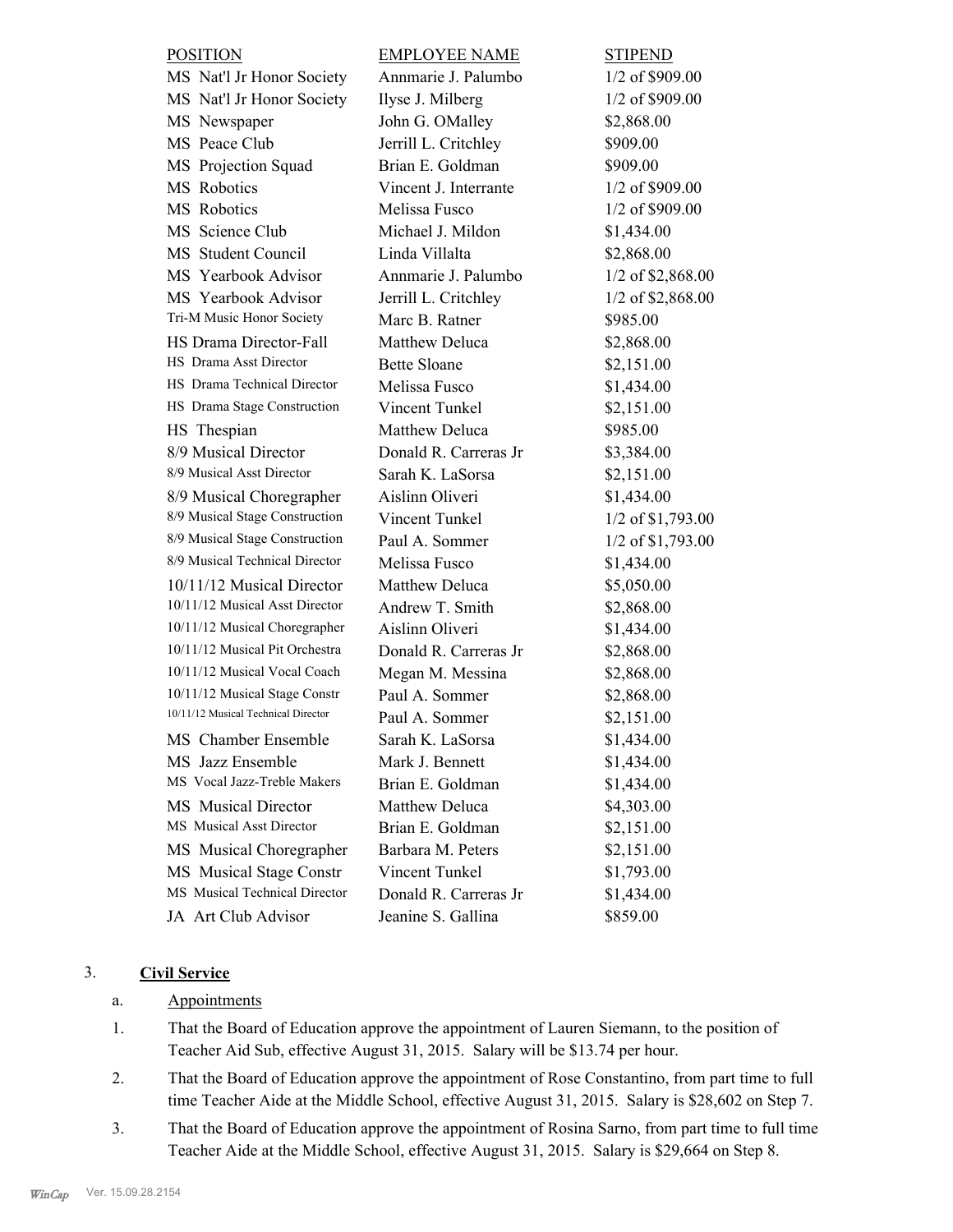| POSITION | EMPLOYEE NAME | STIPEND |
| --- | --- | --- |
| MS Nat'l Jr Honor Society | Annmarie J. Palumbo | 1/2 of $909.00 |
| MS Nat'l Jr Honor Society | Ilyse J. Milberg | 1/2 of $909.00 |
| MS Newspaper | John G. OMalley | $2,868.00 |
| MS Peace Club | Jerrill L. Critchley | $909.00 |
| MS Projection Squad | Brian E. Goldman | $909.00 |
| MS Robotics | Vincent J. Interrante | 1/2 of $909.00 |
| MS Robotics | Melissa Fusco | 1/2 of $909.00 |
| MS Science Club | Michael J. Mildon | $1,434.00 |
| MS Student Council | Linda Villalta | $2,868.00 |
| MS Yearbook Advisor | Annmarie J. Palumbo | 1/2 of $2,868.00 |
| MS Yearbook Advisor | Jerrill L. Critchley | 1/2 of $2,868.00 |
| Tri-M Music Honor Society | Marc B. Ratner | $985.00 |
| HS Drama Director-Fall | Matthew Deluca | $2,868.00 |
| HS Drama Asst Director | Bette Sloane | $2,151.00 |
| HS Drama Technical Director | Melissa Fusco | $1,434.00 |
| HS Drama Stage Construction | Vincent Tunkel | $2,151.00 |
| HS Thespian | Matthew Deluca | $985.00 |
| 8/9 Musical Director | Donald R. Carreras Jr | $3,384.00 |
| 8/9 Musical Asst Director | Sarah K. LaSorsa | $2,151.00 |
| 8/9 Musical Choregrapher | Aislinn Oliveri | $1,434.00 |
| 8/9 Musical Stage Construction | Vincent Tunkel | 1/2 of $1,793.00 |
| 8/9 Musical Stage Construction | Paul A. Sommer | 1/2 of $1,793.00 |
| 8/9 Musical Technical Director | Melissa Fusco | $1,434.00 |
| 10/11/12 Musical Director | Matthew Deluca | $5,050.00 |
| 10/11/12 Musical Asst Director | Andrew T. Smith | $2,868.00 |
| 10/11/12 Musical Choregrapher | Aislinn Oliveri | $1,434.00 |
| 10/11/12 Musical Pit Orchestra | Donald R. Carreras Jr | $2,868.00 |
| 10/11/12 Musical Vocal Coach | Megan M. Messina | $2,868.00 |
| 10/11/12 Musical Stage Constr | Paul A. Sommer | $2,868.00 |
| 10/11/12 Musical Technical Director | Paul A. Sommer | $2,151.00 |
| MS Chamber Ensemble | Sarah K. LaSorsa | $1,434.00 |
| MS Jazz Ensemble | Mark J. Bennett | $1,434.00 |
| MS Vocal Jazz-Treble Makers | Brian E. Goldman | $1,434.00 |
| MS Musical Director | Matthew Deluca | $4,303.00 |
| MS Musical Asst Director | Brian E. Goldman | $2,151.00 |
| MS Musical Choregrapher | Barbara M. Peters | $2,151.00 |
| MS Musical Stage Constr | Vincent Tunkel | $1,793.00 |
| MS Musical Technical Director | Donald R. Carreras Jr | $1,434.00 |
| JA Art Club Advisor | Jeanine S. Gallina | $859.00 |

3. **Civil Service**

a. Appointments

1. That the Board of Education approve the appointment of Lauren Siemann, to the position of Teacher Aid Sub, effective August 31, 2015. Salary will be $13.74 per hour.
2. That the Board of Education approve the appointment of Rose Constantino, from part time to full time Teacher Aide at the Middle School, effective August 31, 2015. Salary is $28,602 on Step 7.
3. That the Board of Education approve the appointment of Rosina Sarno, from part time to full time Teacher Aide at the Middle School, effective August 31, 2015. Salary is $29,664 on Step 8.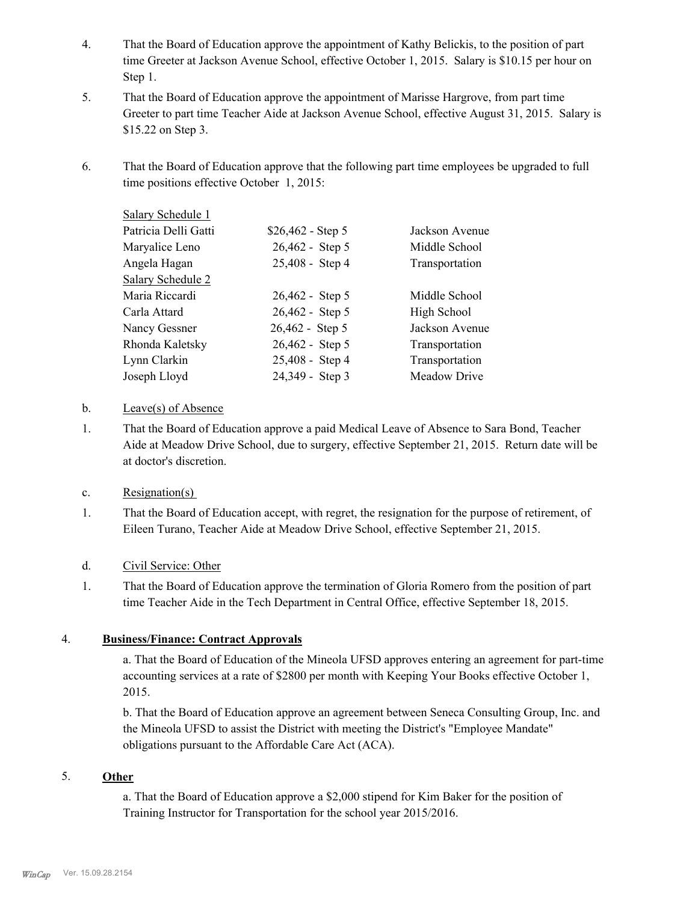4. That the Board of Education approve the appointment of Kathy Belickis, to the position of part time Greeter at Jackson Avenue School, effective October 1, 2015. Salary is $10.15 per hour on Step 1.

5. That the Board of Education approve the appointment of Marisse Hargrove, from part time Greeter to part time Teacher Aide at Jackson Avenue School, effective August 31, 2015. Salary is $15.22 on Step 3.

6. That the Board of Education approve that the following part time employees be upgraded to full time positions effective October 1, 2015:

| | | |
|---|---|---|
| Salary Schedule 1 | | |
| Patricia Delli Gatti | $26,462 - Step 5 | Jackson Avenue |
| Maryalice Leno | 26,462 - Step 5 | Middle School |
| Angela Hagan | 25,408 - Step 4 | Transportation |
| Salary Schedule 2 | | |
| Maria Riccardi | 26,462 - Step 5 | Middle School |
| Carla Attard | 26,462 - Step 5 | High School |
| Nancy Gessner | 26,462 - Step 5 | Jackson Avenue |
| Rhonda Kaletsky | 26,462 - Step 5 | Transportation |
| Lynn Clarkin | 25,408 - Step 4 | Transportation |
| Joseph Lloyd | 24,349 - Step 3 | Meadow Drive |

b. Leave(s) of Absence

1. That the Board of Education approve a paid Medical Leave of Absence to Sara Bond, Teacher Aide at Meadow Drive School, due to surgery, effective September 21, 2015. Return date will be at doctor's discretion.

c. Resignation(s)

1. That the Board of Education accept, with regret, the resignation for the purpose of retirement, of Eileen Turano, Teacher Aide at Meadow Drive School, effective September 21, 2015.

d. Civil Service: Other

1. That the Board of Education approve the termination of Gloria Romero from the position of part time Teacher Aide in the Tech Department in Central Office, effective September 18, 2015.

4. **Business/Finance: Contract Approvals**

a. That the Board of Education of the Mineola UFSD approves entering an agreement for part-time accounting services at a rate of $2800 per month with Keeping Your Books effective October 1, 2015.

b. That the Board of Education approve an agreement between Seneca Consulting Group, Inc. and the Mineola UFSD to assist the District with meeting the District's "Employee Mandate" obligations pursuant to the Affordable Care Act (ACA).

5. **Other**

a. That the Board of Education approve a $2,000 stipend for Kim Baker for the position of Training Instructor for Transportation for the school year 2015/2016.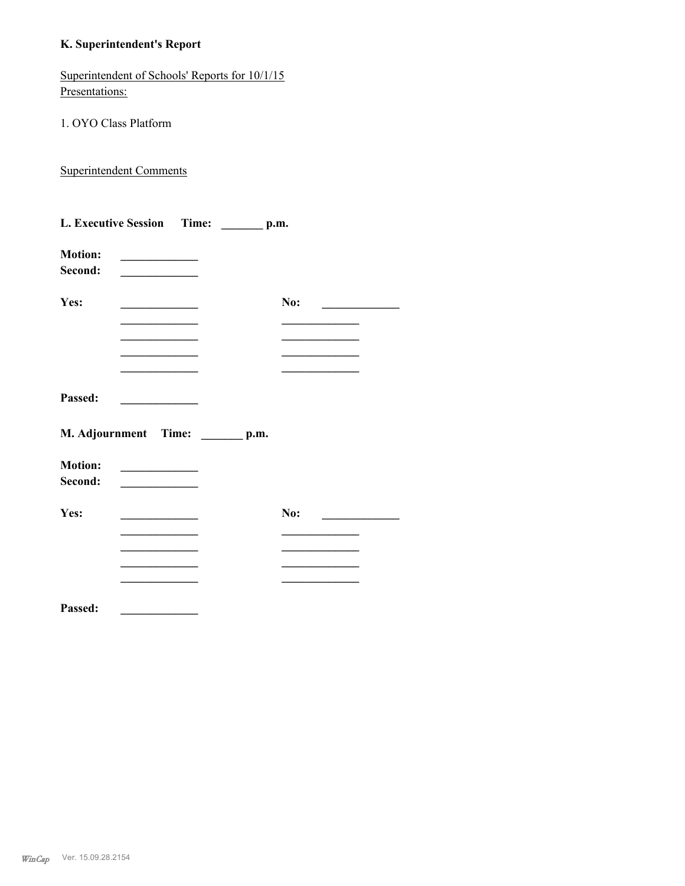**K. Superintendent's Report**

Superintendent of Schools' Reports for 10/1/15
Presentations:

1. OYO Class Platform

Superintendent Comments

**L. Executive Session Time: _______ p.m.**

**Motion:** _____________
**Second:** _____________

| | | | |
|---|---|---|---|
| **Yes:** | _____________ | **No:** | _____________ |
| | _____________ | | _____________ |
| | _____________ | | _____________ |
| | _____________ | | _____________ |
| | _____________ | | _____________ |

**Passed:** _____________

**M. Adjournment Time: _______ p.m.**

**Motion:** _____________
**Second:** _____________

| | | | |
|---|---|---|---|
| **Yes:** | _____________ | **No:** | _____________ |
| | _____________ | | _____________ |
| | _____________ | | _____________ |
| | _____________ | | _____________ |
| | _____________ | | _____________ |

**Passed:** _____________